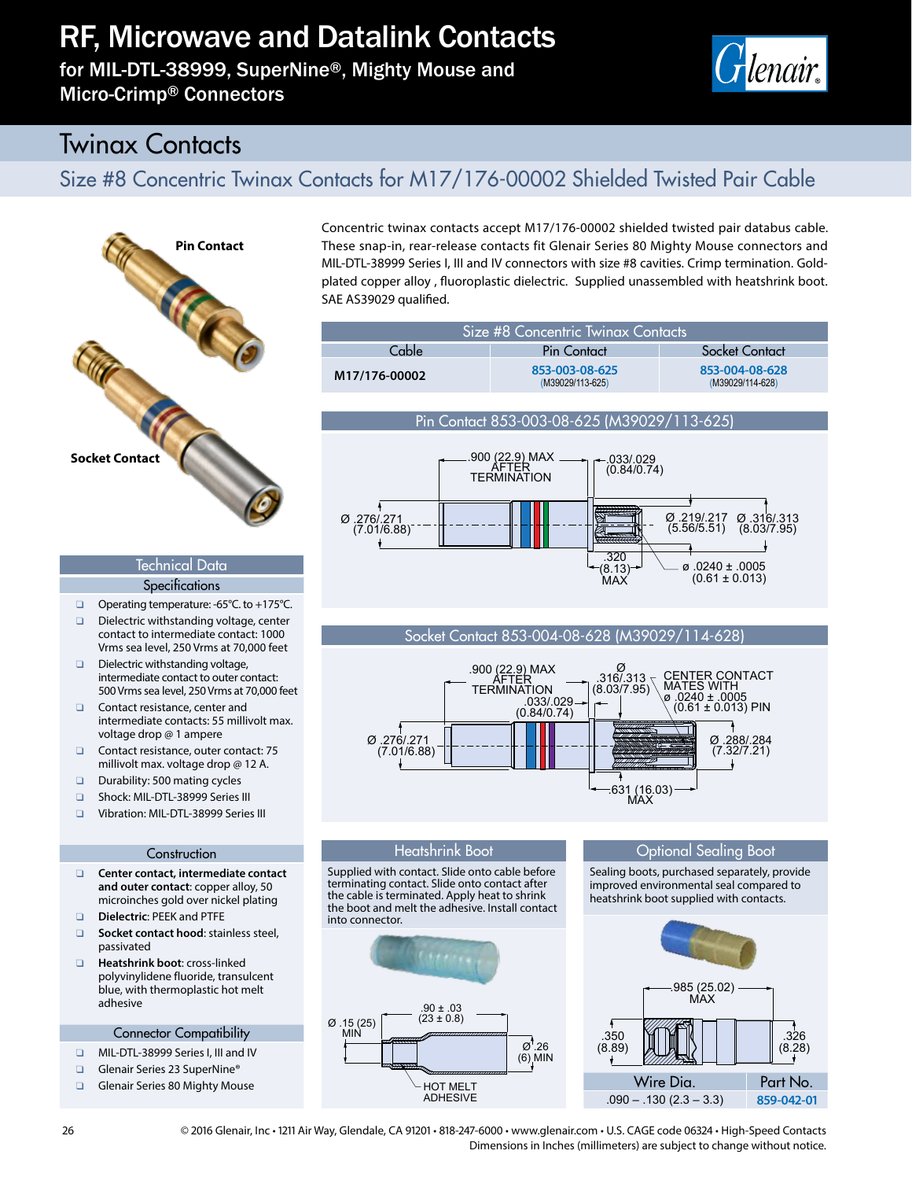# RF, Microwave and Datalink Contacts

for MIL-DTL-38999, SuperNine®, Mighty Mouse and Micro-Crimp® Connectors

## Twinax Contacts

### Size #8 Concentric Twinax Contacts for M17/176-00002 Shielded Twisted Pair Cable

Pin Contact

Socket Contact

Concentric twinax contacts accept M17/176-00002 shielded twisted pair databus cable. These snap-in, rear-release contacts fit Glenair Series 80 Mighty Mouse connectors and MIL-DTL-38999 Series I, III and IV connectors with size #8 cavities. Crimp termination. Gold-plated copper alloy , fluoroplastic dielectric. Supplied unassembled with heatshrink boot. SAE AS39029 qualified.

| Size #8 Concentric Twinax Contacts | | |
|---|---|---|
| Cable | Pin Contact | Socket Contact |
| M17/176-00002 | 853-003-08-625 (M39029/113-625) | 853-004-08-628 (M39029/114-628) |

#### Pin Contact 853-003-08-625 (M39029/113-625)

.900 (22.9) MAX AFTER TERMINATION

.033/.029 (0.84/0.74)

Ø .276/.271 (7.01/6.88)

Ø .219/.217 (5.56/5.51)

Ø .316/.313 (8.03/7.95)

.320 (8.13) MAX

ø .0240 ± .0005 (0.61 ± 0.013)

#### Socket Contact 853-004-08-628 (M39029/114-628)

.900 (22.9) MAX AFTER TERMINATION

Ø .316/.313 (8.03/7.95)

CENTER CONTACT MATES WITH ø .0240 ± .0005 (0.61 ± 0.013) PIN

.033/.029 (0.84/0.74)

Ø .276/.271 (7.01/6.88)

Ø .288/.284 (7.32/7.21)

.631 (16.03) MAX

### Technical Data

#### Specifications

- Operating temperature: -65°C. to +175°C.
- Dielectric withstanding voltage, center contact to intermediate contact: 1000 Vrms sea level, 250 Vrms at 70,000 feet
- Dielectric withstanding voltage, intermediate contact to outer contact: 500 Vrms sea level, 250 Vrms at 70,000 feet
- Contact resistance, center and intermediate contacts: 55 millivolt max. voltage drop @ 1 ampere
- Contact resistance, outer contact: 75 millivolt max. voltage drop @ 12 A.
- Durability: 500 mating cycles
- Shock: MIL-DTL-38999 Series III
- Vibration: MIL-DTL-38999 Series III

#### Construction

- **Center contact, intermediate contact and outer contact**: copper alloy, 50 microinches gold over nickel plating
- **Dielectric**: PEEK and PTFE
- **Socket contact hood**: stainless steel, passivated
- **Heatshrink boot**: cross-linked polyvinylidene fluoride, translucent blue, with thermoplastic hot melt adhesive

#### Connector Compatibility

- MIL-DTL-38999 Series I, III and IV
- Glenair Series 23 SuperNine®
- Glenair Series 80 Mighty Mouse

#### Heatshrink Boot

Supplied with contact. Slide onto cable before terminating contact. Slide onto contact after the cable is terminated. Apply heat to shrink the boot and melt the adhesive. Install contact into connector.

Ø .15 (25) MIN

.90 ± .03 (23 ± 0.8)

Ø .26 (6) MIN

HOT MELT ADHESIVE

#### Optional Sealing Boot

Sealing boots, purchased separately, provide improved environmental seal compared to heatshrink boot supplied with contacts.

.985 (25.02) MAX

.350 (8.89)

.326 (8.28)

| Wire Dia. | Part No. |
|---|---|
| .090 – .130 (2.3 – 3.3) | 859-042-01 |

© 2016 Glenair, Inc • 1211 Air Way, Glendale, CA 91201 • 818-247-6000 • www.glenair.com • U.S. CAGE code 06324 • High-Speed Contacts
Dimensions in Inches (millimeters) are subject to change without notice.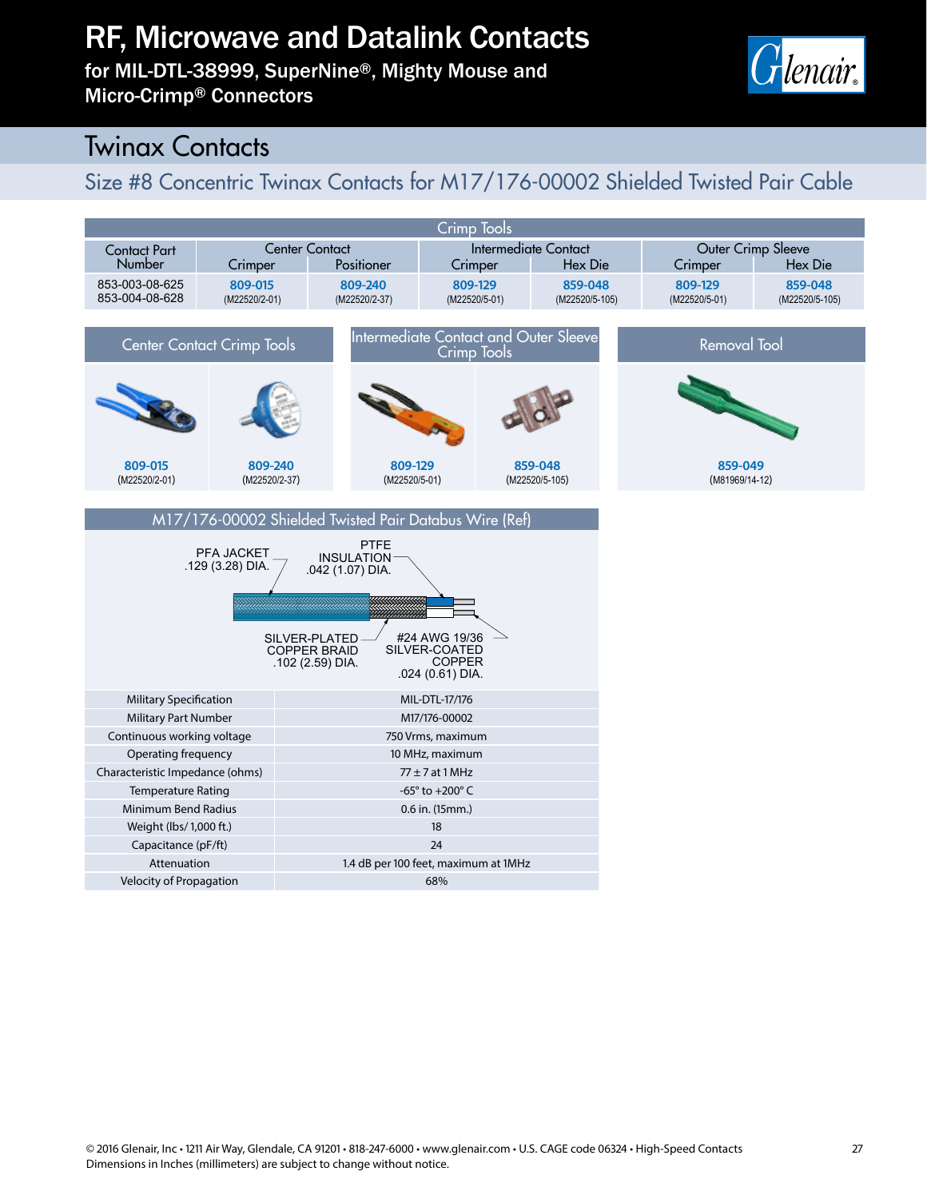# RF, Microwave and Datalink Contacts

for MIL-DTL-38999, SuperNine®, Mighty Mouse and Micro-Crimp® Connectors

## Twinax Contacts

### Size #8 Concentric Twinax Contacts for M17/176-00002 Shielded Twisted Pair Cable

| Contact Part Number | Crimp Tools | | | | | |
|---|---|---|---|---|---|---|
| | Center Contact | | Intermediate Contact | | Outer Crimp Sleeve | |
| | Crimper | Positioner | Crimper | Hex Die | Crimper | Hex Die |
| 853-003-08-625<br>853-004-08-628 | 809-015<br>(M22520/2-01) | 809-240<br>(M22520/2-37) | 809-129<br>(M22520/5-01) | 859-048<br>(M22520/5-105) | 809-129<br>(M22520/5-01) | 859-048<br>(M22520/5-105) |

| Center Contact Crimp Tools | | Intermediate Contact and Outer Sleeve Crimp Tools | | Removal Tool |
|---|---|---|---|---|
| 809-015<br>(M22520/2-01) | 809-240<br>(M22520/2-37) | 809-129<br>(M22520/5-01) | 859-048<br>(M22520/5-105) | 859-049<br>(M81969/14-12) |

#### M17/176-00002 Shielded Twisted Pair Databus Wire (Ref)

PFA JACKET
.129 (3.28) DIA.

PTFE
INSULATION
.042 (1.07) DIA.

SILVER-PLATED
COPPER BRAID
.102 (2.59) DIA.

#24 AWG 19/36
SILVER-COATED
COPPER
.024 (0.61) DIA.

| | |
|---|---|
| Military Specification | MIL-DTL-17/176 |
| Military Part Number | M17/176-00002 |
| Continuous working voltage | 750 Vrms, maximum |
| Operating frequency | 10 MHz, maximum |
| Characteristic Impedance (ohms) | 77 ± 7 at 1 MHz |
| Temperature Rating | -65° to +200° C |
| Minimum Bend Radius | 0.6 in. (15mm.) |
| Weight (lbs/ 1,000 ft.) | 18 |
| Capacitance (pF/ft) | 24 |
| Attenuation | 1.4 dB per 100 feet, maximum at 1MHz |
| Velocity of Propagation | 68% |

© 2016 Glenair, Inc • 1211 Air Way, Glendale, CA 91201 • 818-247-6000 • www.glenair.com • U.S. CAGE code 06324 • High-Speed Contacts
Dimensions in Inches (millimeters) are subject to change without notice.